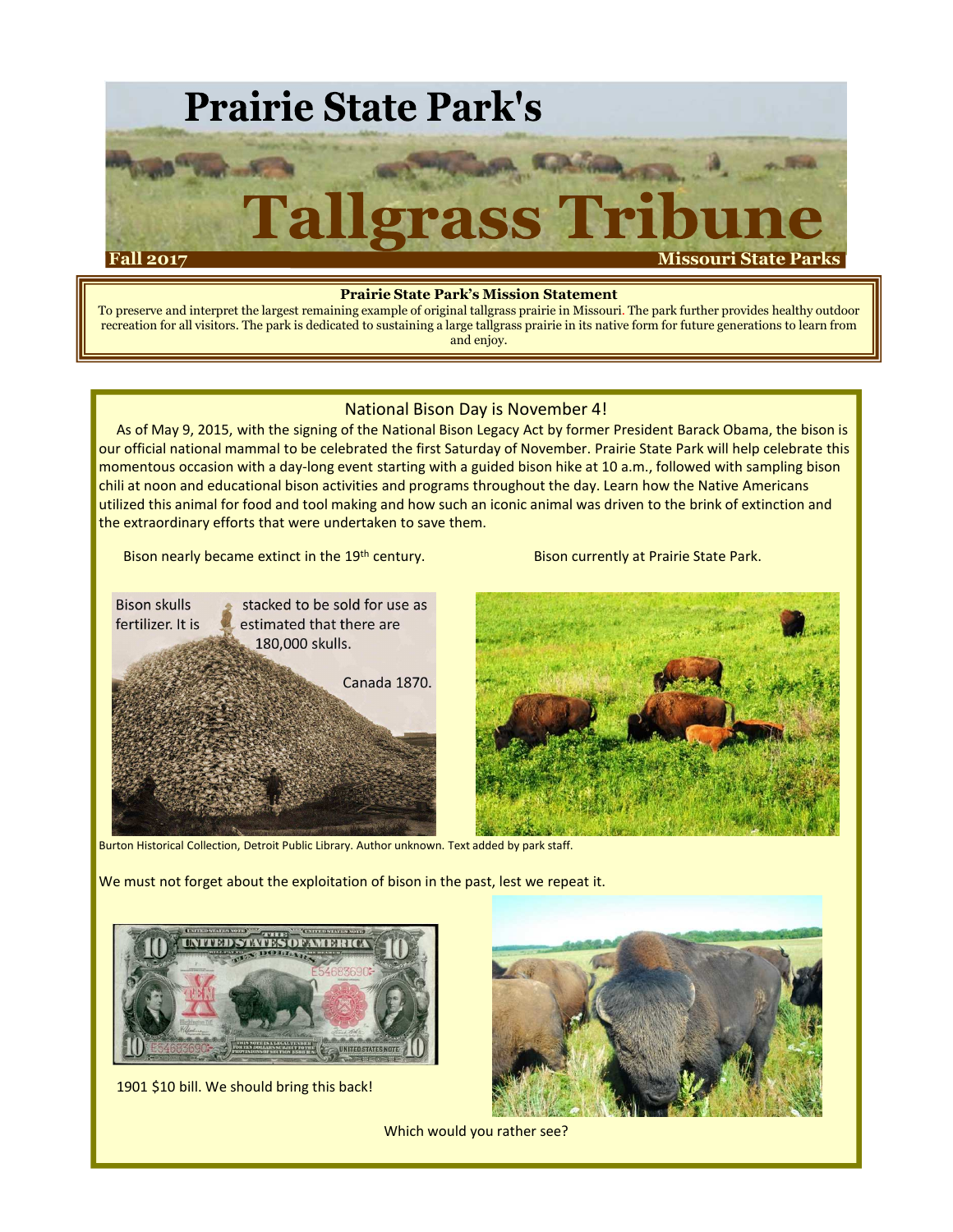# Prairie State Park's Tallgrass Tribune

**Fall 2017** **Missouri State Parks**

**Prairie State Park's Mission Statement**

To preserve and interpret the largest remaining example of original tallgrass prairie in Missouri. The park further provides healthy outdoor recreation for all visitors. The park is dedicated to sustaining a large tallgrass prairie in its native form for future generations to learn from and enjoy.

## National Bison Day is November 4!

As of May 9, 2015, with the signing of the National Bison Legacy Act by former President Barack Obama, the bison is our official national mammal to be celebrated the first Saturday of November. Prairie State Park will help celebrate this momentous occasion with a day-long event starting with a guided bison hike at 10 a.m., followed with sampling bison chili at noon and educational bison activities and programs throughout the day. Learn how the Native Americans utilized this animal for food and tool making and how such an iconic animal was driven to the brink of extinction and the extraordinary efforts that were undertaken to save them.

Bison nearly became extinct in the 19th century.

Bison skulls stacked to be sold for use as fertilizer. It is estimated that there are 180,000 skulls.

Canada 1870.

Burton Historical Collection, Detroit Public Library. Author unknown. Text added by park staff.

Bison currently at Prairie State Park.

We must not forget about the exploitation of bison in the past, lest we repeat it.

1901 $10 bill. We should bring this back!

Which would you rather see?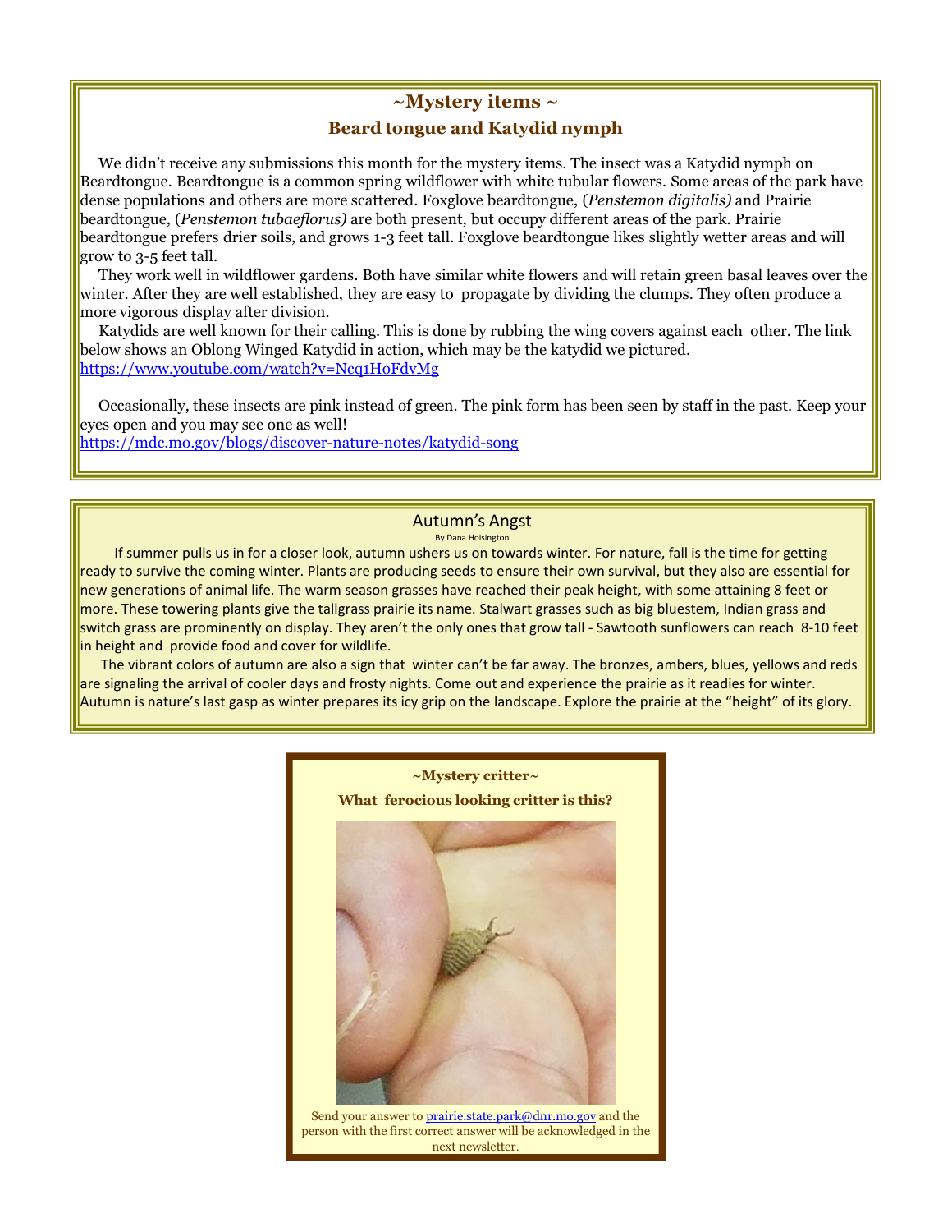## ~Mystery items ~

### Beard tongue and Katydid nymph

We didn't receive any submissions this month for the mystery items. The insect was a Katydid nymph on Beardtongue. Beardtongue is a common spring wildflower with white tubular flowers. Some areas of the park have dense populations and others are more scattered. Foxglove beardtongue, (*Penstemon digitalis)* and Prairie beardtongue, (*Penstemon tubaeflorus)* are both present, but occupy different areas of the park. Prairie beardtongue prefers drier soils, and grows 1-3 feet tall. Foxglove beardtongue likes slightly wetter areas and will grow to 3-5 feet tall.

They work well in wildflower gardens. Both have similar white flowers and will retain green basal leaves over the winter. After they are well established, they are easy to propagate by dividing the clumps. They often produce a more vigorous display after division.

Katydids are well known for their calling. This is done by rubbing the wing covers against each other. The link below shows an Oblong Winged Katydid in action, which may be the katydid we pictured.
https://www.youtube.com/watch?v=Ncq1HoFdvMg

Occasionally, these insects are pink instead of green. The pink form has been seen by staff in the past. Keep your eyes open and you may see one as well!
https://mdc.mo.gov/blogs/discover-nature-notes/katydid-song

## Autumn's Angst

By Dana Hoisington

If summer pulls us in for a closer look, autumn ushers us on towards winter. For nature, fall is the time for getting ready to survive the coming winter. Plants are producing seeds to ensure their own survival, but they also are essential for new generations of animal life. The warm season grasses have reached their peak height, with some attaining 8 feet or more. These towering plants give the tallgrass prairie its name. Stalwart grasses such as big bluestem, Indian grass and switch grass are prominently on display. They aren't the only ones that grow tall - Sawtooth sunflowers can reach 8-10 feet in height and provide food and cover for wildlife.

The vibrant colors of autumn are also a sign that winter can't be far away. The bronzes, ambers, blues, yellows and reds are signaling the arrival of cooler days and frosty nights. Come out and experience the prairie as it readies for winter. Autumn is nature's last gasp as winter prepares its icy grip on the landscape. Explore the prairie at the "height" of its glory.

## ~Mystery critter~

**What ferocious looking critter is this?**

Send your answer to prairie.state.park@dnr.mo.gov and the person with the first correct answer will be acknowledged in the next newsletter.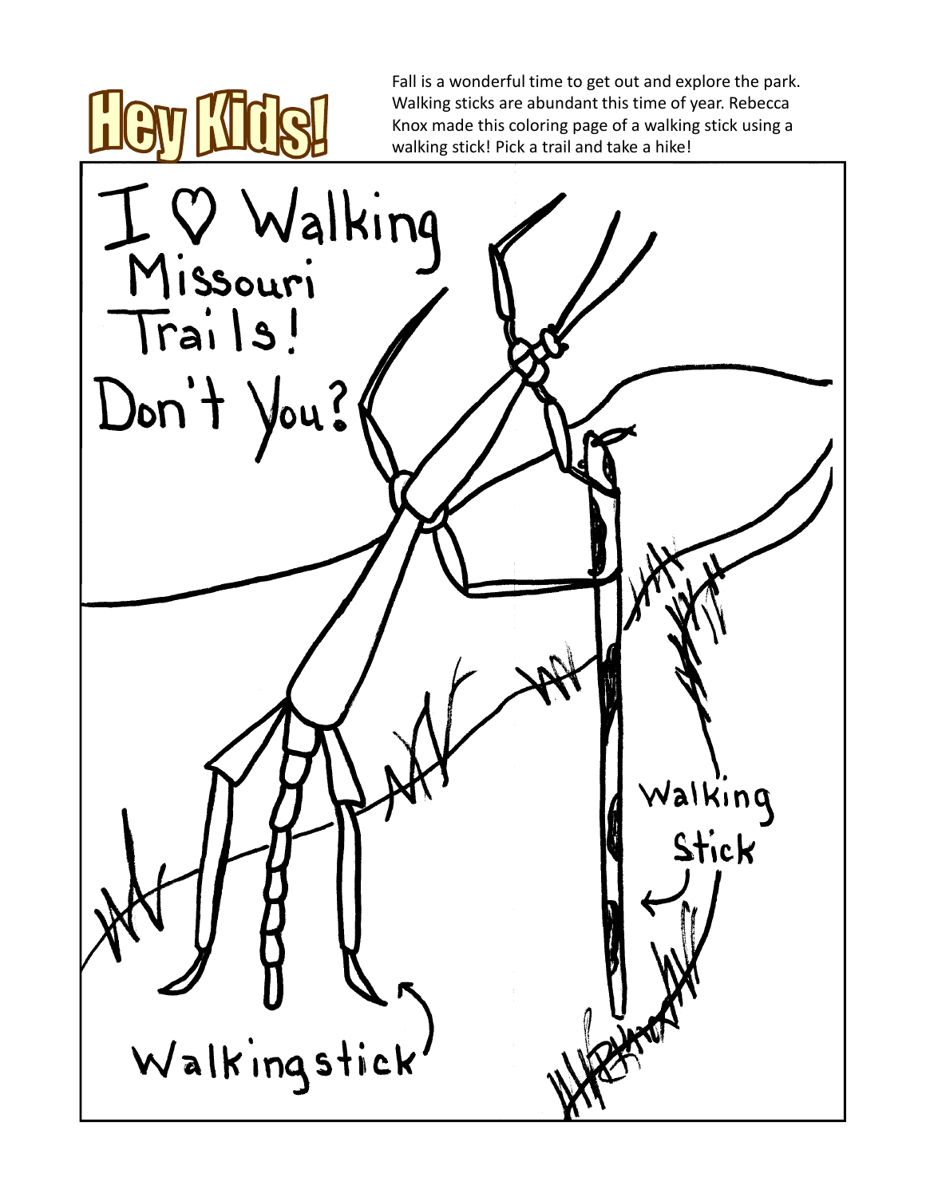# Hey Kids!

Fall is a wonderful time to get out and explore the park. Walking sticks are abundant this time of year. Rebecca Knox made this coloring page of a walking stick using a walking stick! Pick a trail and take a hike!

I ♡ Walking Missouri Trails! Don't You?

Walking Stick

Walkingstick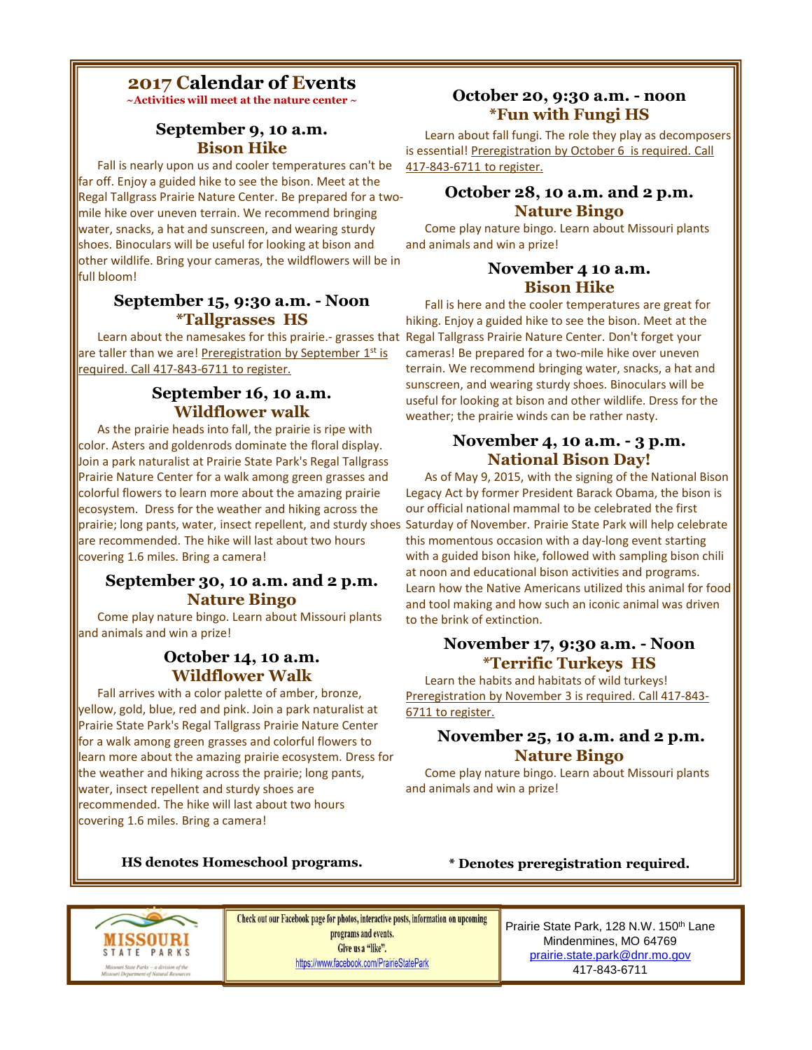# 2017 Calendar of Events

**~Activities will meet at the nature center ~**

### September 9, 10 a.m.
### Bison Hike

Fall is nearly upon us and cooler temperatures can't be far off. Enjoy a guided hike to see the bison. Meet at the Regal Tallgrass Prairie Nature Center. Be prepared for a two-mile hike over uneven terrain. We recommend bringing water, snacks, a hat and sunscreen, and wearing sturdy shoes. Binoculars will be useful for looking at bison and other wildlife. Bring your cameras, the wildflowers will be in full bloom!

### September 15, 9:30 a.m. - Noon
### *Tallgrasses HS

Learn about the namesakes for this prairie.- grasses that are taller than we are! Preregistration by September 1st is required. Call 417-843-6711 to register.

### September 16, 10 a.m.
### Wildflower walk

As the prairie heads into fall, the prairie is ripe with color. Asters and goldenrods dominate the floral display. Join a park naturalist at Prairie State Park's Regal Tallgrass Prairie Nature Center for a walk among green grasses and colorful flowers to learn more about the amazing prairie ecosystem. Dress for the weather and hiking across the prairie; long pants, water, insect repellent, and sturdy shoes are recommended. The hike will last about two hours covering 1.6 miles. Bring a camera!

### September 30, 10 a.m. and 2 p.m.
### Nature Bingo

Come play nature bingo. Learn about Missouri plants and animals and win a prize!

### October 14, 10 a.m.
### Wildflower Walk

Fall arrives with a color palette of amber, bronze, yellow, gold, blue, red and pink. Join a park naturalist at Prairie State Park's Regal Tallgrass Prairie Nature Center for a walk among green grasses and colorful flowers to learn more about the amazing prairie ecosystem. Dress for the weather and hiking across the prairie; long pants, water, insect repellent and sturdy shoes are recommended. The hike will last about two hours covering 1.6 miles. Bring a camera!

### October 20, 9:30 a.m. - noon
### *Fun with Fungi HS

Learn about fall fungi. The role they play as decomposers is essential! Preregistration by October 6 is required. Call 417-843-6711 to register.

### October 28, 10 a.m. and 2 p.m.
### Nature Bingo

Come play nature bingo. Learn about Missouri plants and animals and win a prize!

### November 4 10 a.m.
### Bison Hike

Fall is here and the cooler temperatures are great for hiking. Enjoy a guided hike to see the bison. Meet at the Regal Tallgrass Prairie Nature Center. Don't forget your cameras! Be prepared for a two-mile hike over uneven terrain. We recommend bringing water, snacks, a hat and sunscreen, and wearing sturdy shoes. Binoculars will be useful for looking at bison and other wildlife. Dress for the weather; the prairie winds can be rather nasty.

### November 4, 10 a.m. - 3 p.m.
### National Bison Day!

As of May 9, 2015, with the signing of the National Bison Legacy Act by former President Barack Obama, the bison is our official national mammal to be celebrated the first Saturday of November. Prairie State Park will help celebrate this momentous occasion with a day-long event starting with a guided bison hike, followed with sampling bison chili at noon and educational bison activities and programs. Learn how the Native Americans utilized this animal for food and tool making and how such an iconic animal was driven to the brink of extinction.

### November 17, 9:30 a.m. - Noon
### *Terrific Turkeys HS

Learn the habits and habitats of wild turkeys! Preregistration by November 3 is required. Call 417-843-6711 to register.

### November 25, 10 a.m. and 2 p.m.
### Nature Bingo

Come play nature bingo. Learn about Missouri plants and animals and win a prize!

**HS denotes Homeschool programs.**

**\* Denotes preregistration required.**

---

MISSOURI STATE PARKS

Missouri State Parks – a division of the Missouri Department of Natural Resources

Check out our Facebook page for photos, interactive posts, information on upcoming programs and events.
Give us a "like".
https://www.facebook.com/PrairieStatePark

Prairie State Park, 128 N.W. 150th Lane
Mindenmines, MO 64769
prairie.state.park@dnr.mo.gov
417-843-6711